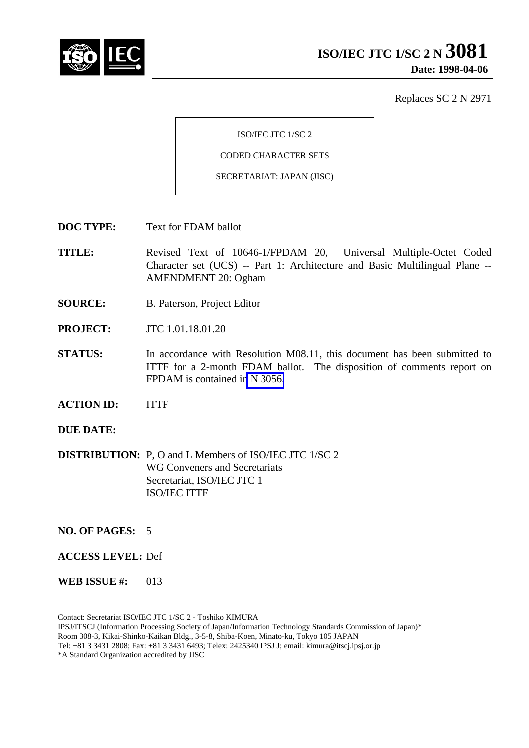# ISO/IEC JTC 1/SC 2 N 3081

**Date: 1998-04-06**

Replaces SC 2 N 2971

ISO/IEC JTC 1/SC 2

CODED CHARACTER SETS

SECRETARIAT: JAPAN (JISC)

**DOC TYPE:** Text for FDAM ballot

**TITLE:** Revised Text of 10646-1/FPDAM 20, Universal Multiple-Octet Coded Character set (UCS) -- Part 1: Architecture and Basic Multilingual Plane -- AMENDMENT 20: Ogham

**SOURCE:** B. Paterson, Project Editor

**PROJECT:** JTC 1.01.18.01.20

**STATUS:** In accordance with Resolution M08.11, this document has been submitted to ITTF for a 2-month FDAM ballot. The disposition of comments report on FPDAM is contained in N 3056

**ACTION ID:** ITTF

**DUE DATE:**

**DISTRIBUTION:** P, O and L Members of ISO/IEC JTC 1/SC 2
WG Conveners and Secretariats
Secretariat, ISO/IEC JTC 1
ISO/IEC ITTF

**NO. OF PAGES:** 5

**ACCESS LEVEL:** Def

**WEB ISSUE #:** 013

Contact: Secretariat ISO/IEC JTC 1/SC 2 - Toshiko KIMURA
IPSJ/ITSCJ (Information Processing Society of Japan/Information Technology Standards Commission of Japan)*
Room 308-3, Kikai-Shinko-Kaikan Bldg., 3-5-8, Shiba-Koen, Minato-ku, Tokyo 105 JAPAN
Tel: +81 3 3431 2808; Fax: +81 3 3431 6493; Telex: 2425340 IPSJ J; email: kimura@itscj.ipsj.or.jp
*A Standard Organization accredited by JISC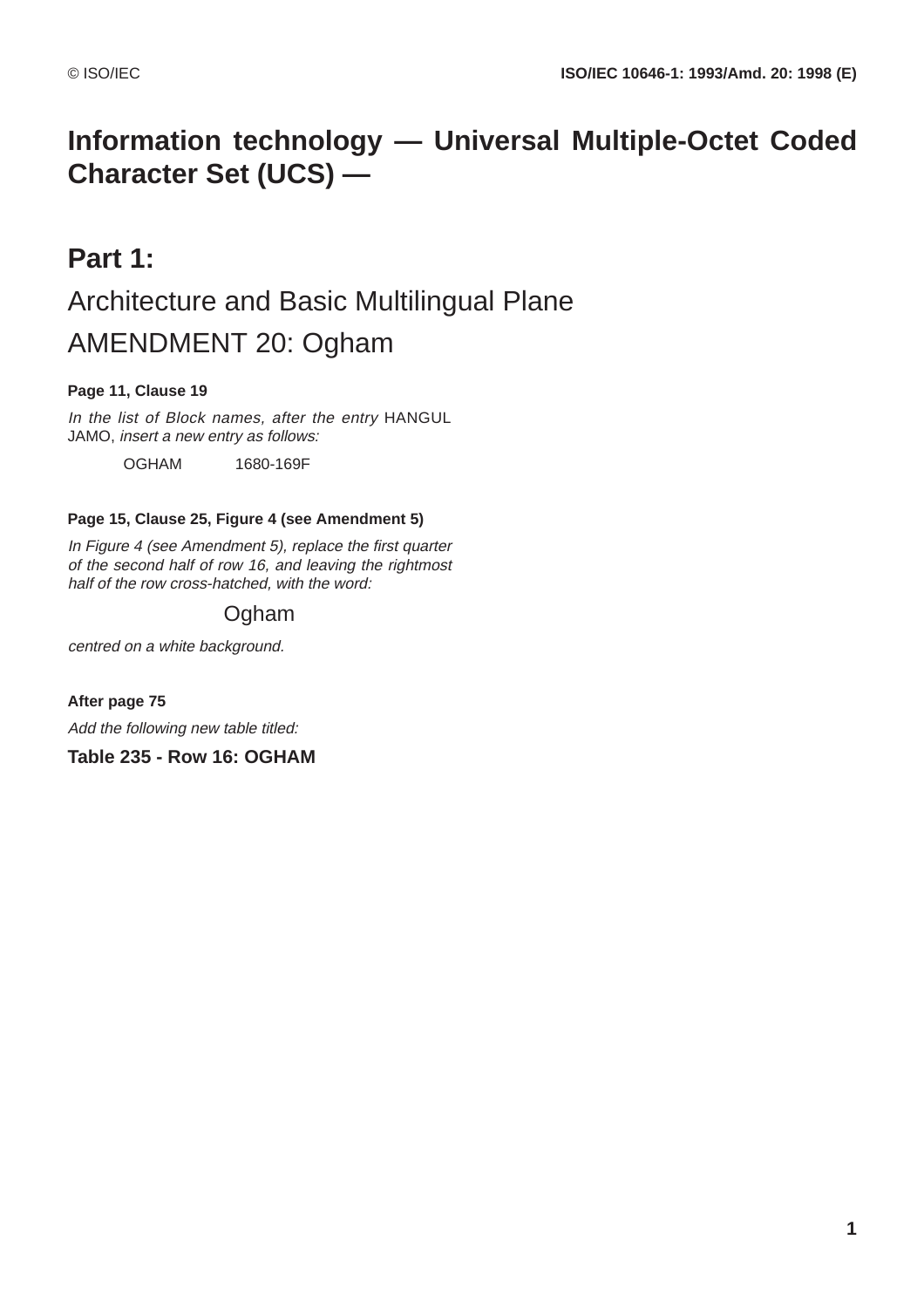# Information technology — Universal Multiple-Octet Coded Character Set (UCS) —

## Part 1:

## Architecture and Basic Multilingual Plane

## AMENDMENT 20: Ogham

**Page 11, Clause 19**

*In the list of Block names, after the entry* HANGUL JAMO, *insert a new entry as follows:*

OGHAM 1680-169F

**Page 15, Clause 25, Figure 4 (see Amendment 5)**

*In Figure 4 (see Amendment 5), replace the first quarter of the second half of row 16, and leaving the rightmost half of the row cross-hatched, with the word:*

Ogham

*centred on a white background.*

**After page 75**

*Add the following new table titled:*

**Table 235 - Row 16: OGHAM**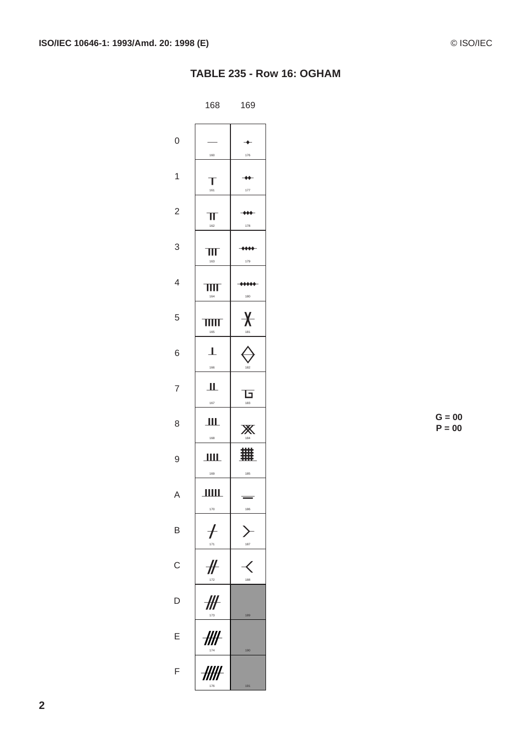# TABLE 235 - Row 16: OGHAM

| | 168 | 169 |
|---|---|---|
| 0 |   (160) | ᚰ (176) |
| 1 | ᚁ (161) | ᚱ (177) |
| 2 | ᚂ (162) | ᚲ (178) |
| 3 | ᚃ (163) | ᚳ (179) |
| 4 | ᚄ (164) | ᚴ (180) |
| 5 | ᚅ (165) | ᚵ (181) |
| 6 | ᚆ (166) | ᚶ (182) |
| 7 | ᚇ (167) | ᚷ (183) |
| 8 | ᚈ (168) | ᚸ (184) |
| 9 | ᚉ (169) | ᚹ (185) |
| A | ᚊ (170) | ᚺ (186) |
| B | ᚋ (171) | ᚻ (187) |
| C | ᚌ (172) | ᚼ (188) |
| D | ᚍ (173) | (189) |
| E | ᚎ (174) | (190) |
| F | ᚏ (175) | (191) |

G = 00
P = 00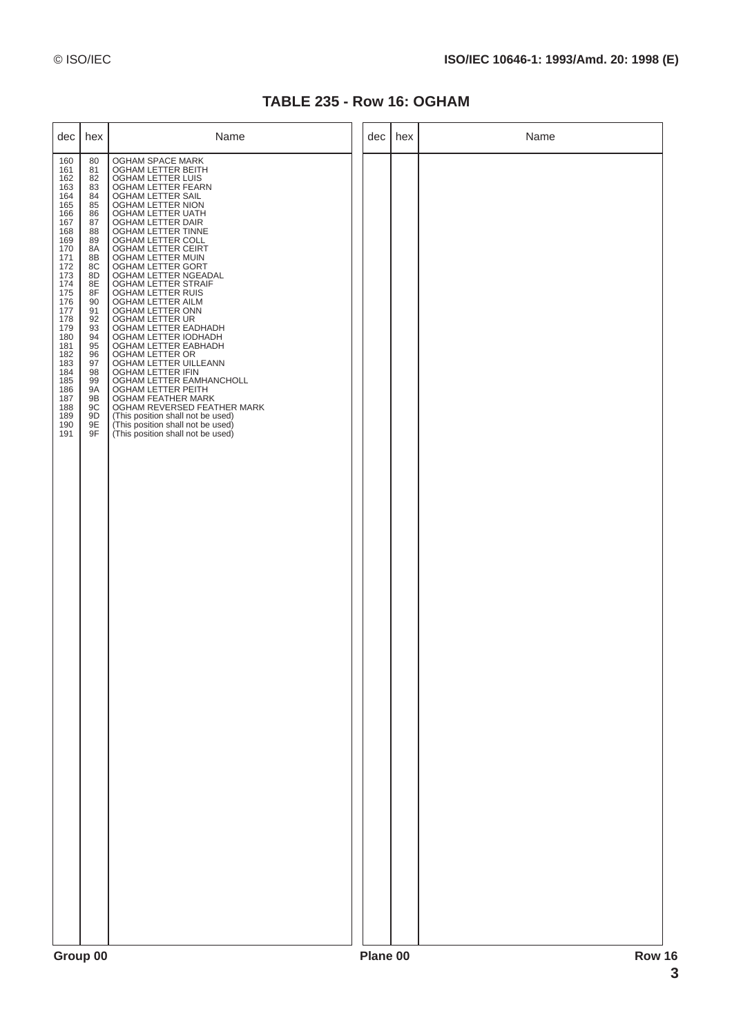# TABLE 235 - Row 16: OGHAM

| dec | hex | Name |
|---|---|---|
| 160 | 80 | OGHAM SPACE MARK |
| 161 | 81 | OGHAM LETTER BEITH |
| 162 | 82 | OGHAM LETTER LUIS |
| 163 | 83 | OGHAM LETTER FEARN |
| 164 | 84 | OGHAM LETTER SAIL |
| 165 | 85 | OGHAM LETTER NION |
| 166 | 86 | OGHAM LETTER UATH |
| 167 | 87 | OGHAM LETTER DAIR |
| 168 | 88 | OGHAM LETTER TINNE |
| 169 | 89 | OGHAM LETTER COLL |
| 170 | 8A | OGHAM LETTER CEIRT |
| 171 | 8B | OGHAM LETTER MUIN |
| 172 | 8C | OGHAM LETTER GORT |
| 173 | 8D | OGHAM LETTER NGEADAL |
| 174 | 8E | OGHAM LETTER STRAIF |
| 175 | 8F | OGHAM LETTER RUIS |
| 176 | 90 | OGHAM LETTER AILM |
| 177 | 91 | OGHAM LETTER ONN |
| 178 | 92 | OGHAM LETTER UR |
| 179 | 93 | OGHAM LETTER EADHADH |
| 180 | 94 | OGHAM LETTER IODHADH |
| 181 | 95 | OGHAM LETTER EABHADH |
| 182 | 96 | OGHAM LETTER OR |
| 183 | 97 | OGHAM LETTER UILLEANN |
| 184 | 98 | OGHAM LETTER IFIN |
| 185 | 99 | OGHAM LETTER EAMHANCHOLL |
| 186 | 9A | OGHAM LETTER PEITH |
| 187 | 9B | OGHAM FEATHER MARK |
| 188 | 9C | OGHAM REVERSED FEATHER MARK |
| 189 | 9D | (This position shall not be used) |
| 190 | 9E | (This position shall not be used) |
| 191 | 9F | (This position shall not be used) |

Group 00 Plane 00 Row 16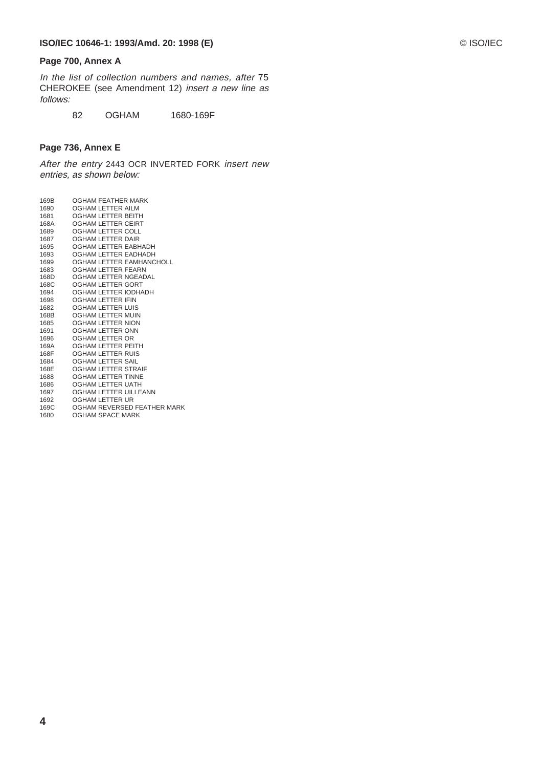**Page 700, Annex A**

*In the list of collection numbers and names, after* 75 CHEROKEE (see Amendment 12) *insert a new line as follows:*

| | | |
|---|---|---|
| 82 | OGHAM | 1680-169F |

**Page 736, Annex E**

*After the entry* 2443 OCR INVERTED FORK *insert new entries, as shown below:*

| | |
|---|---|
| 169B | OGHAM FEATHER MARK |
| 1690 | OGHAM LETTER AILM |
| 1681 | OGHAM LETTER BEITH |
| 168A | OGHAM LETTER CEIRT |
| 1689 | OGHAM LETTER COLL |
| 1687 | OGHAM LETTER DAIR |
| 1695 | OGHAM LETTER EABHADH |
| 1693 | OGHAM LETTER EADHADH |
| 1699 | OGHAM LETTER EAMHANCHOLL |
| 1683 | OGHAM LETTER FEARN |
| 168D | OGHAM LETTER NGEADAL |
| 168C | OGHAM LETTER GORT |
| 1694 | OGHAM LETTER IODHADH |
| 1698 | OGHAM LETTER IFIN |
| 1682 | OGHAM LETTER LUIS |
| 168B | OGHAM LETTER MUIN |
| 1685 | OGHAM LETTER NION |
| 1691 | OGHAM LETTER ONN |
| 1696 | OGHAM LETTER OR |
| 169A | OGHAM LETTER PEITH |
| 168F | OGHAM LETTER RUIS |
| 1684 | OGHAM LETTER SAIL |
| 168E | OGHAM LETTER STRAIF |
| 1688 | OGHAM LETTER TINNE |
| 1686 | OGHAM LETTER UATH |
| 1697 | OGHAM LETTER UILLEANN |
| 1692 | OGHAM LETTER UR |
| 169C | OGHAM REVERSED FEATHER MARK |
| 1680 | OGHAM SPACE MARK |